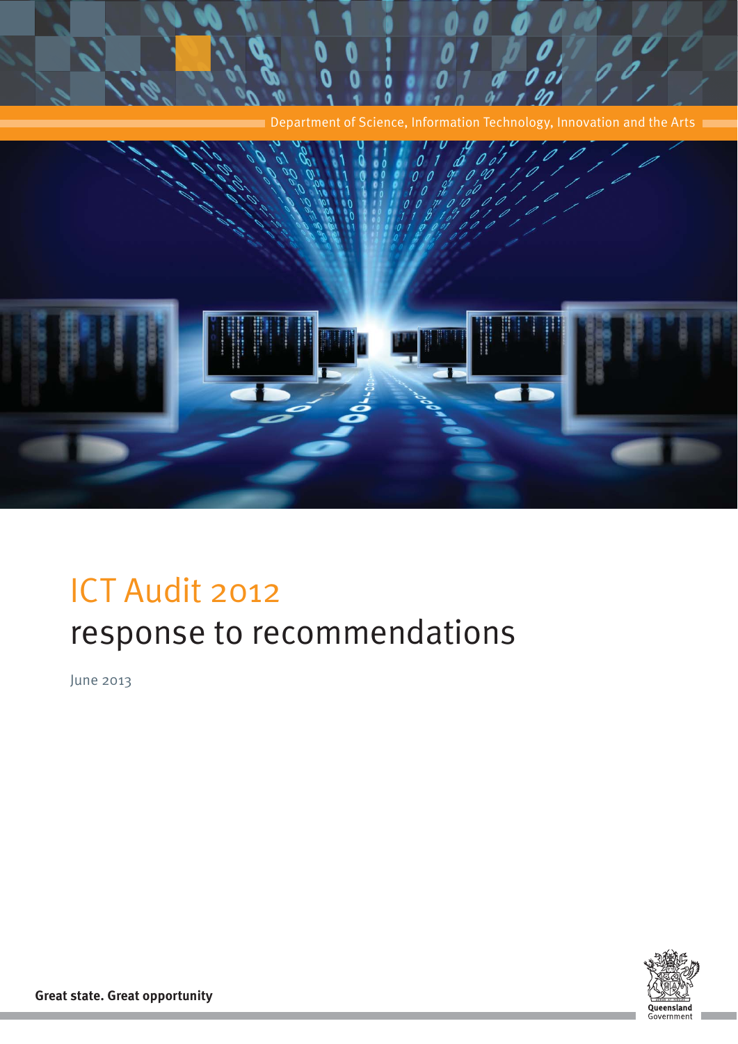Department of Science, Information Technology, Innovation and the Arts

# ICT Audit 2012
## response to recommendations

June 2013

**Great state. Great opportunity**

Queensland Government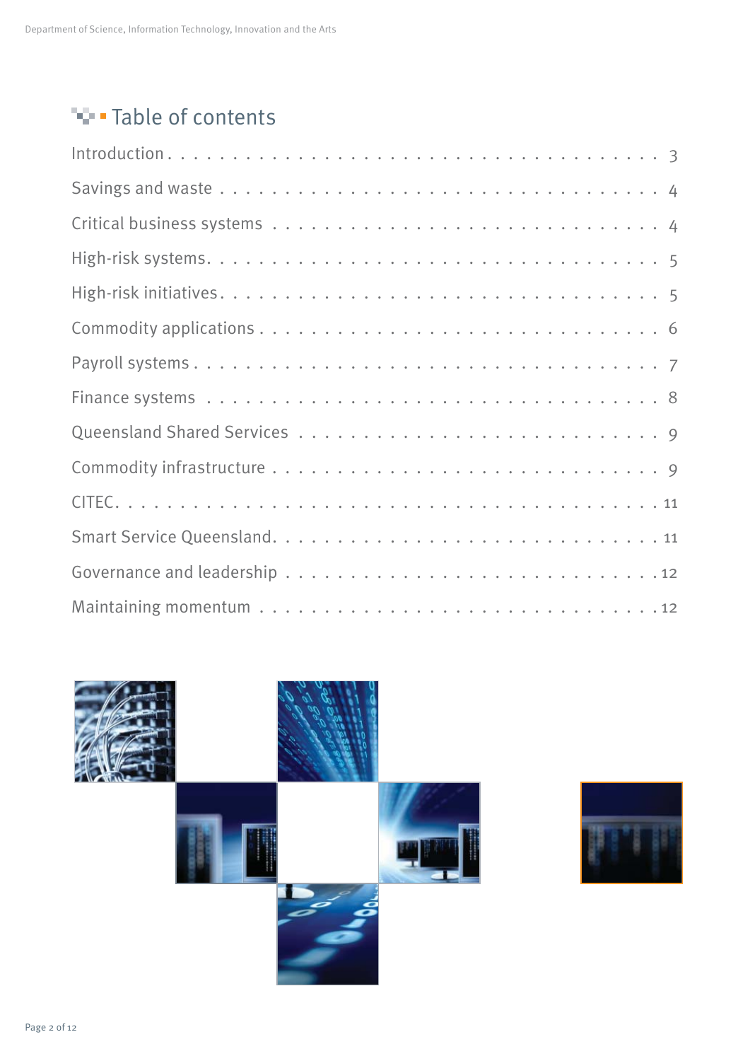# Table of contents

| | |
|---|---|
| Introduction | 3 |
| Savings and waste | 4 |
| Critical business systems | 4 |
| High-risk systems | 5 |
| High-risk initiatives | 5 |
| Commodity applications | 6 |
| Payroll systems | 7 |
| Finance systems | 8 |
| Queensland Shared Services | 9 |
| Commodity infrastructure | 9 |
| CITEC | 11 |
| Smart Service Queensland | 11 |
| Governance and leadership | 12 |
| Maintaining momentum | 12 |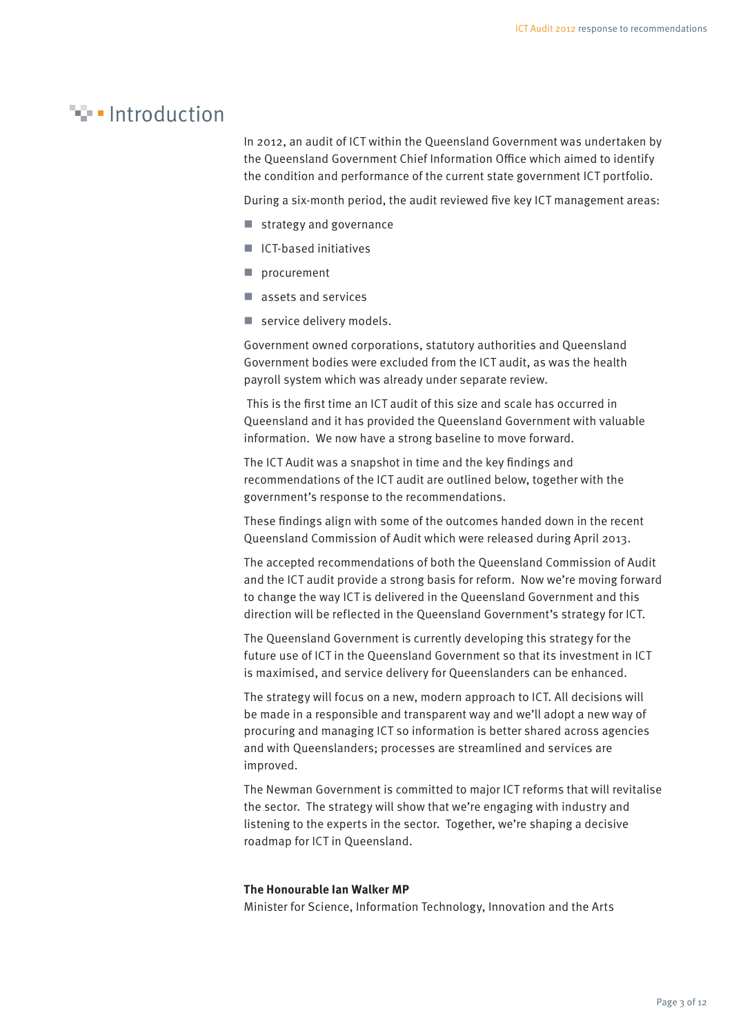# Introduction

In 2012, an audit of ICT within the Queensland Government was undertaken by the Queensland Government Chief Information Office which aimed to identify the condition and performance of the current state government ICT portfolio.

During a six-month period, the audit reviewed five key ICT management areas:

- strategy and governance
- ICT-based initiatives
- procurement
- assets and services
- service delivery models.

Government owned corporations, statutory authorities and Queensland Government bodies were excluded from the ICT audit, as was the health payroll system which was already under separate review.

This is the first time an ICT audit of this size and scale has occurred in Queensland and it has provided the Queensland Government with valuable information. We now have a strong baseline to move forward.

The ICT Audit was a snapshot in time and the key findings and recommendations of the ICT audit are outlined below, together with the government's response to the recommendations.

These findings align with some of the outcomes handed down in the recent Queensland Commission of Audit which were released during April 2013.

The accepted recommendations of both the Queensland Commission of Audit and the ICT audit provide a strong basis for reform. Now we're moving forward to change the way ICT is delivered in the Queensland Government and this direction will be reflected in the Queensland Government's strategy for ICT.

The Queensland Government is currently developing this strategy for the future use of ICT in the Queensland Government so that its investment in ICT is maximised, and service delivery for Queenslanders can be enhanced.

The strategy will focus on a new, modern approach to ICT. All decisions will be made in a responsible and transparent way and we'll adopt a new way of procuring and managing ICT so information is better shared across agencies and with Queenslanders; processes are streamlined and services are improved.

The Newman Government is committed to major ICT reforms that will revitalise the sector. The strategy will show that we're engaging with industry and listening to the experts in the sector. Together, we're shaping a decisive roadmap for ICT in Queensland.

**The Honourable Ian Walker MP**
Minister for Science, Information Technology, Innovation and the Arts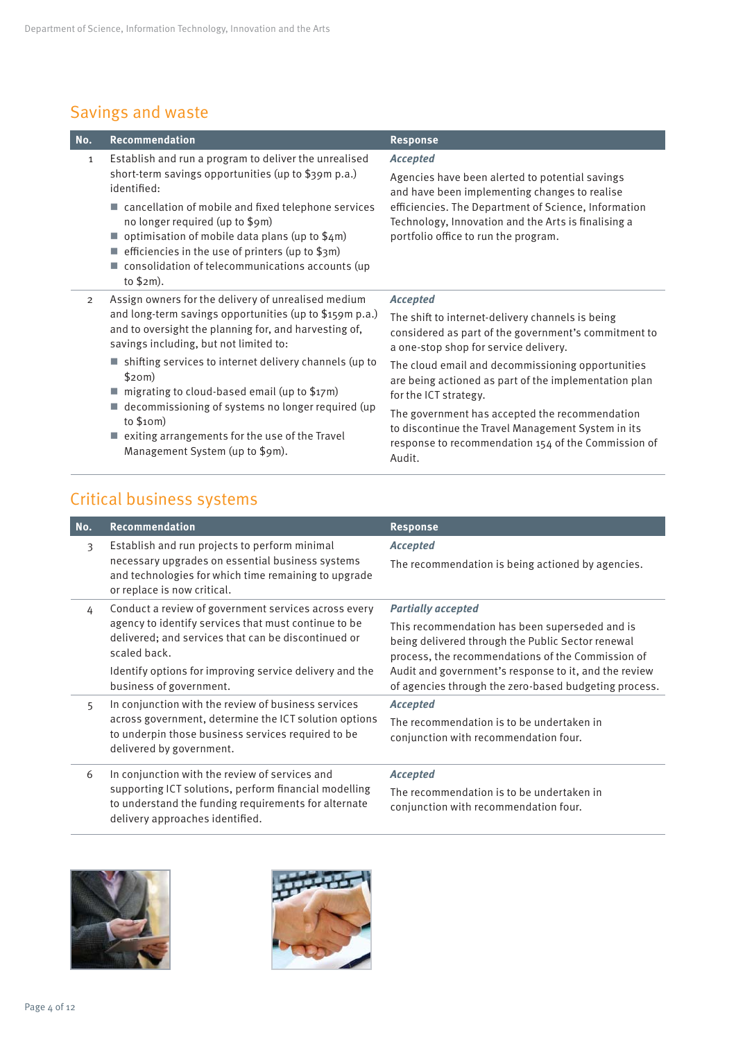## Savings and waste

| No. | Recommendation | Response |
|---|---|---|
| 1 | Establish and run a program to deliver the unrealised short-term savings opportunities (up to $39m p.a.) identified:<br>- cancellation of mobile and fixed telephone services no longer required (up to $9m)<br>- optimisation of mobile data plans (up to $4m)<br>- efficiencies in the use of printers (up to $3m)<br>- consolidation of telecommunications accounts (up to $2m). | ***Accepted***<br>Agencies have been alerted to potential savings and have been implementing changes to realise efficiencies. The Department of Science, Information Technology, Innovation and the Arts is finalising a portfolio office to run the program. |
| 2 | Assign owners for the delivery of unrealised medium and long-term savings opportunities (up to $159m p.a.) and to oversight the planning for, and harvesting of, savings including, but not limited to:<br>- shifting services to internet delivery channels (up to $20m)<br>- migrating to cloud-based email (up to $17m)<br>- decommissioning of systems no longer required (up to $10m)<br>- exiting arrangements for the use of the Travel Management System (up to $9m). | ***Accepted***<br>The shift to internet-delivery channels is being considered as part of the government's commitment to a one-stop shop for service delivery.<br>The cloud email and decommissioning opportunities are being actioned as part of the implementation plan for the ICT strategy.<br>The government has accepted the recommendation to discontinue the Travel Management System in its response to recommendation 154 of the Commission of Audit. |

## Critical business systems

| No. | Recommendation | Response |
|---|---|---|
| 3 | Establish and run projects to perform minimal necessary upgrades on essential business systems and technologies for which time remaining to upgrade or replace is now critical. | ***Accepted***<br>The recommendation is being actioned by agencies. |
| 4 | Conduct a review of government services across every agency to identify services that must continue to be delivered; and services that can be discontinued or scaled back.<br>Identify options for improving service delivery and the business of government. | ***Partially accepted***<br>This recommendation has been superseded and is being delivered through the Public Sector renewal process, the recommendations of the Commission of Audit and government's response to it, and the review of agencies through the zero-based budgeting process. |
| 5 | In conjunction with the review of business services across government, determine the ICT solution options to underpin those business services required to be delivered by government. | ***Accepted***<br>The recommendation is to be undertaken in conjunction with recommendation four. |
| 6 | In conjunction with the review of services and supporting ICT solutions, perform financial modelling to understand the funding requirements for alternate delivery approaches identified. | ***Accepted***<br>The recommendation is to be undertaken in conjunction with recommendation four. |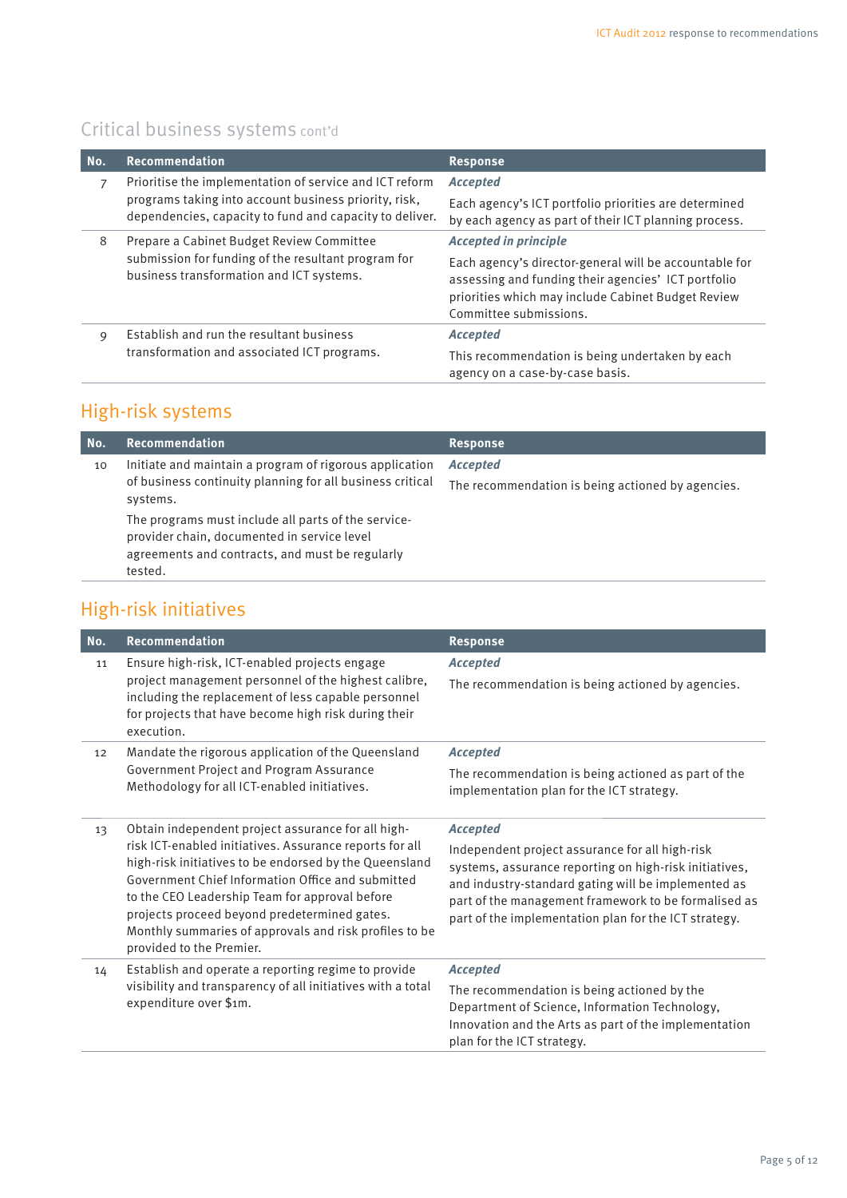## Critical business systems cont'd

| No. | Recommendation | Response |
| --- | --- | --- |
| 7 | Prioritise the implementation of service and ICT reform programs taking into account business priority, risk, dependencies, capacity to fund and capacity to deliver. | *Accepted*<br>Each agency's ICT portfolio priorities are determined by each agency as part of their ICT planning process. |
| 8 | Prepare a Cabinet Budget Review Committee submission for funding of the resultant program for business transformation and ICT systems. | *Accepted in principle*<br>Each agency's director-general will be accountable for assessing and funding their agencies' ICT portfolio priorities which may include Cabinet Budget Review Committee submissions. |
| 9 | Establish and run the resultant business transformation and associated ICT programs. | *Accepted*<br>This recommendation is being undertaken by each agency on a case-by-case basis. |

## High-risk systems

| No. | Recommendation | Response |
| --- | --- | --- |
| 10 | Initiate and maintain a program of rigorous application of business continuity planning for all business critical systems.<br>The programs must include all parts of the service-provider chain, documented in service level agreements and contracts, and must be regularly tested. | *Accepted*<br>The recommendation is being actioned by agencies. |

## High-risk initiatives

| No. | Recommendation | Response |
| --- | --- | --- |
| 11 | Ensure high-risk, ICT-enabled projects engage project management personnel of the highest calibre, including the replacement of less capable personnel for projects that have become high risk during their execution. | *Accepted*<br>The recommendation is being actioned by agencies. |
| 12 | Mandate the rigorous application of the Queensland Government Project and Program Assurance Methodology for all ICT-enabled initiatives. | *Accepted*<br>The recommendation is being actioned as part of the implementation plan for the ICT strategy. |
| 13 | Obtain independent project assurance for all high-risk ICT-enabled initiatives. Assurance reports for all high-risk initiatives to be endorsed by the Queensland Government Chief Information Office and submitted to the CEO Leadership Team for approval before projects proceed beyond predetermined gates. Monthly summaries of approvals and risk profiles to be provided to the Premier. | *Accepted*<br>Independent project assurance for all high-risk systems, assurance reporting on high-risk initiatives, and industry-standard gating will be implemented as part of the management framework to be formalised as part of the implementation plan for the ICT strategy. |
| 14 | Establish and operate a reporting regime to provide visibility and transparency of all initiatives with a total expenditure over $1m. | *Accepted*<br>The recommendation is being actioned by the Department of Science, Information Technology, Innovation and the Arts as part of the implementation plan for the ICT strategy. |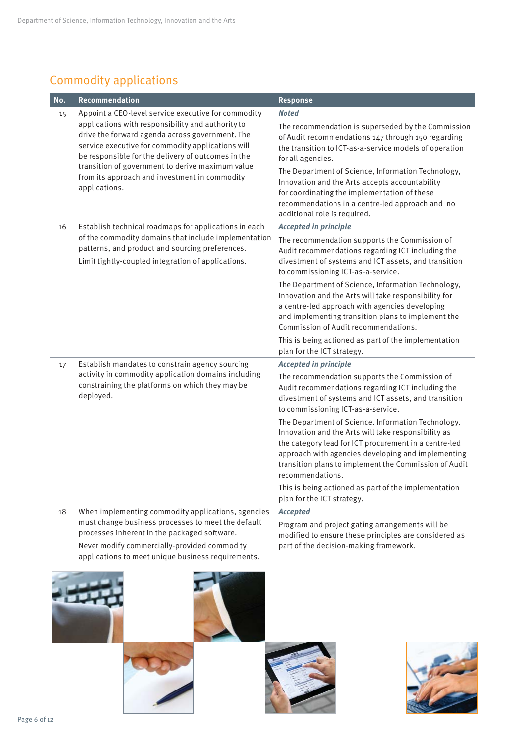## Commodity applications

| No. | Recommendation | Response |
|---|---|---|
| 15 | Appoint a CEO-level service executive for commodity applications with responsibility and authority to drive the forward agenda across government. The service executive for commodity applications will be responsible for the delivery of outcomes in the transition of government to derive maximum value from its approach and investment in commodity applications. | ***Noted*** The recommendation is superseded by the Commission of Audit recommendations 147 through 150 regarding the transition to ICT-as-a-service models of operation for all agencies. The Department of Science, Information Technology, Innovation and the Arts accepts accountability for coordinating the implementation of these recommendations in a centre-led approach and no additional role is required. |
| 16 | Establish technical roadmaps for applications in each of the commodity domains that include implementation patterns, and product and sourcing preferences. Limit tightly-coupled integration of applications. | ***Accepted in principle*** The recommendation supports the Commission of Audit recommendations regarding ICT including the divestment of systems and ICT assets, and transition to commissioning ICT-as-a-service. The Department of Science, Information Technology, Innovation and the Arts will take responsibility for a centre-led approach with agencies developing and implementing transition plans to implement the Commission of Audit recommendations. This is being actioned as part of the implementation plan for the ICT strategy. |
| 17 | Establish mandates to constrain agency sourcing activity in commodity application domains including constraining the platforms on which they may be deployed. | ***Accepted in principle*** The recommendation supports the Commission of Audit recommendations regarding ICT including the divestment of systems and ICT assets, and transition to commissioning ICT-as-a-service. The Department of Science, Information Technology, Innovation and the Arts will take responsibility as the category lead for ICT procurement in a centre-led approach with agencies developing and implementing transition plans to implement the Commission of Audit recommendations. This is being actioned as part of the implementation plan for the ICT strategy. |
| 18 | When implementing commodity applications, agencies must change business processes to meet the default processes inherent in the packaged software. Never modify commercially-provided commodity applications to meet unique business requirements. | ***Accepted*** Program and project gating arrangements will be modified to ensure these principles are considered as part of the decision-making framework. |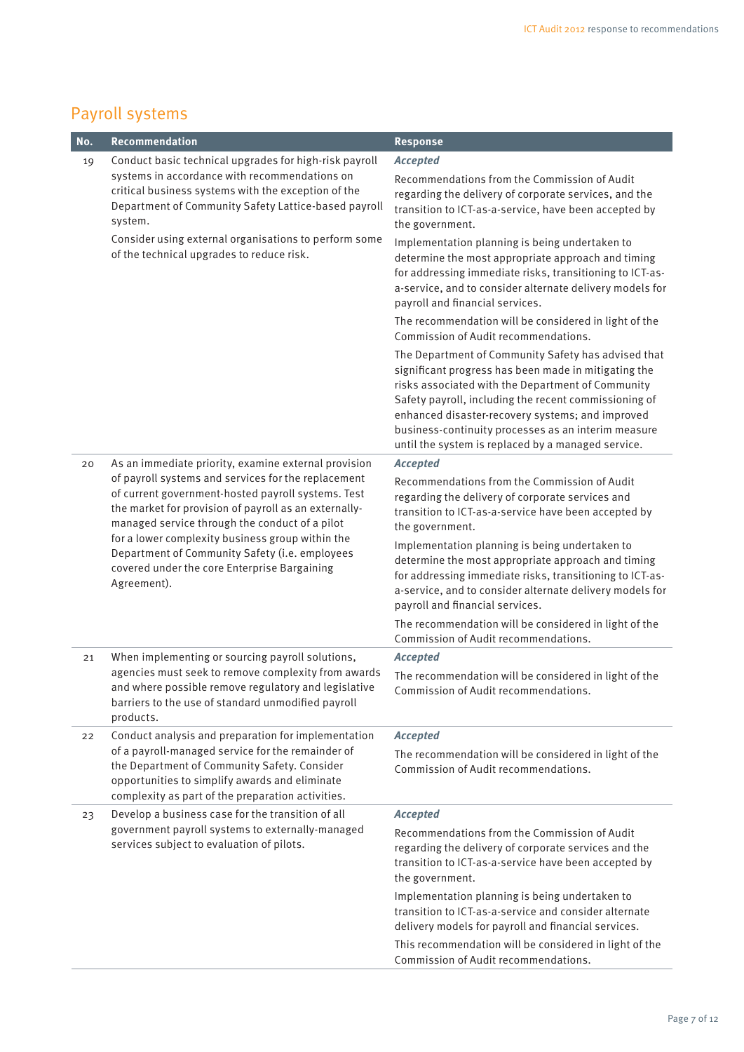## Payroll systems

| No. | Recommendation | Response |
|---|---|---|
| 19 | Conduct basic technical upgrades for high-risk payroll systems in accordance with recommendations on critical business systems with the exception of the Department of Community Safety Lattice-based payroll system.<br><br>Consider using external organisations to perform some of the technical upgrades to reduce risk. | ***Accepted***<br><br>Recommendations from the Commission of Audit regarding the delivery of corporate services, and the transition to ICT-as-a-service, have been accepted by the government.<br><br>Implementation planning is being undertaken to determine the most appropriate approach and timing for addressing immediate risks, transitioning to ICT-as-a-service, and to consider alternate delivery models for payroll and financial services.<br><br>The recommendation will be considered in light of the Commission of Audit recommendations.<br><br>The Department of Community Safety has advised that significant progress has been made in mitigating the risks associated with the Department of Community Safety payroll, including the recent commissioning of enhanced disaster-recovery systems; and improved business-continuity processes as an interim measure until the system is replaced by a managed service. |
| 20 | As an immediate priority, examine external provision of payroll systems and services for the replacement of current government-hosted payroll systems. Test the market for provision of payroll as an externally-managed service through the conduct of a pilot for a lower complexity business group within the Department of Community Safety (i.e. employees covered under the core Enterprise Bargaining Agreement). | ***Accepted***<br><br>Recommendations from the Commission of Audit regarding the delivery of corporate services and transition to ICT-as-a-service have been accepted by the government.<br><br>Implementation planning is being undertaken to determine the most appropriate approach and timing for addressing immediate risks, transitioning to ICT-as-a-service, and to consider alternate delivery models for payroll and financial services.<br><br>The recommendation will be considered in light of the Commission of Audit recommendations. |
| 21 | When implementing or sourcing payroll solutions, agencies must seek to remove complexity from awards and where possible remove regulatory and legislative barriers to the use of standard unmodified payroll products. | ***Accepted***<br><br>The recommendation will be considered in light of the Commission of Audit recommendations. |
| 22 | Conduct analysis and preparation for implementation of a payroll-managed service for the remainder of the Department of Community Safety. Consider opportunities to simplify awards and eliminate complexity as part of the preparation activities. | ***Accepted***<br><br>The recommendation will be considered in light of the Commission of Audit recommendations. |
| 23 | Develop a business case for the transition of all government payroll systems to externally-managed services subject to evaluation of pilots. | ***Accepted***<br><br>Recommendations from the Commission of Audit regarding the delivery of corporate services and the transition to ICT-as-a-service have been accepted by the government.<br><br>Implementation planning is being undertaken to transition to ICT-as-a-service and consider alternate delivery models for payroll and financial services.<br><br>This recommendation will be considered in light of the Commission of Audit recommendations. |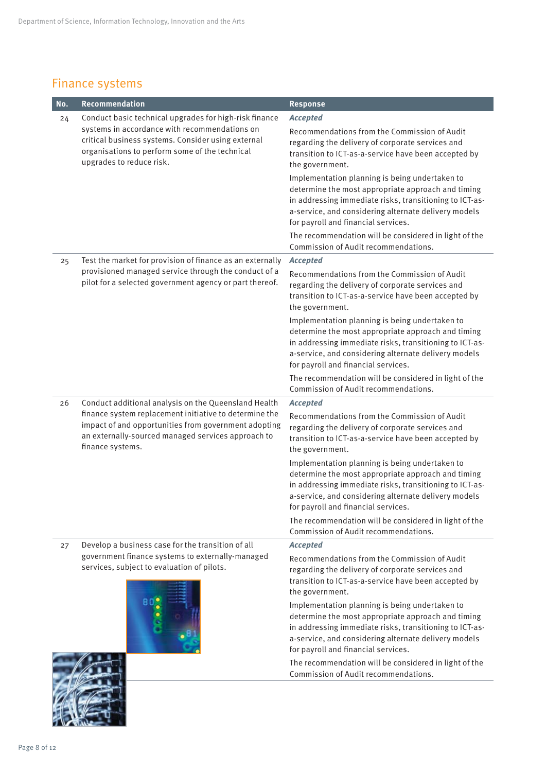## Finance systems

| No. | Recommendation | Response |
|---|---|---|
| 24 | Conduct basic technical upgrades for high-risk finance systems in accordance with recommendations on critical business systems. Consider using external organisations to perform some of the technical upgrades to reduce risk. | ***Accepted*** <br> Recommendations from the Commission of Audit regarding the delivery of corporate services and transition to ICT-as-a-service have been accepted by the government. <br> Implementation planning is being undertaken to determine the most appropriate approach and timing in addressing immediate risks, transitioning to ICT-as-a-service, and considering alternate delivery models for payroll and financial services. <br> The recommendation will be considered in light of the Commission of Audit recommendations. |
| 25 | Test the market for provision of finance as an externally provisioned managed service through the conduct of a pilot for a selected government agency or part thereof. | ***Accepted*** <br> Recommendations from the Commission of Audit regarding the delivery of corporate services and transition to ICT-as-a-service have been accepted by the government. <br> Implementation planning is being undertaken to determine the most appropriate approach and timing in addressing immediate risks, transitioning to ICT-as-a-service, and considering alternate delivery models for payroll and financial services. <br> The recommendation will be considered in light of the Commission of Audit recommendations. |
| 26 | Conduct additional analysis on the Queensland Health finance system replacement initiative to determine the impact of and opportunities from government adopting an externally-sourced managed services approach to finance systems. | ***Accepted*** <br> Recommendations from the Commission of Audit regarding the delivery of corporate services and transition to ICT-as-a-service have been accepted by the government. <br> Implementation planning is being undertaken to determine the most appropriate approach and timing in addressing immediate risks, transitioning to ICT-as-a-service, and considering alternate delivery models for payroll and financial services. <br> The recommendation will be considered in light of the Commission of Audit recommendations. |
| 27 | Develop a business case for the transition of all government finance systems to externally-managed services, subject to evaluation of pilots. | ***Accepted*** <br> Recommendations from the Commission of Audit regarding the delivery of corporate services and transition to ICT-as-a-service have been accepted by the government. <br> Implementation planning is being undertaken to determine the most appropriate approach and timing in addressing immediate risks, transitioning to ICT-as-a-service, and considering alternate delivery models for payroll and financial services. <br> The recommendation will be considered in light of the Commission of Audit recommendations. |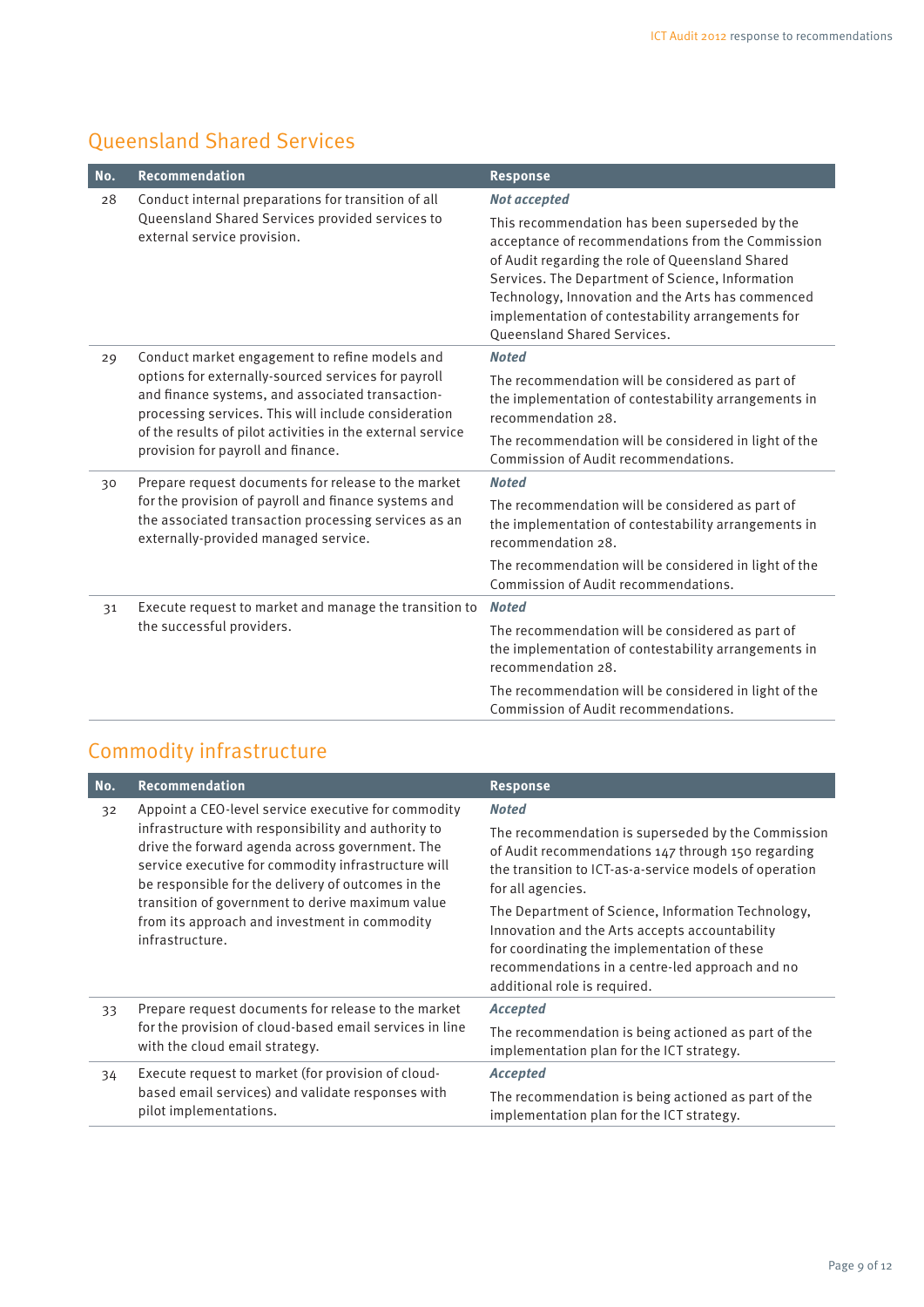## Queensland Shared Services

| No. | Recommendation | Response |
|---|---|---|
| 28 | Conduct internal preparations for transition of all Queensland Shared Services provided services to external service provision. | ***Not accepted***<br>This recommendation has been superseded by the acceptance of recommendations from the Commission of Audit regarding the role of Queensland Shared Services. The Department of Science, Information Technology, Innovation and the Arts has commenced implementation of contestability arrangements for Queensland Shared Services. |
| 29 | Conduct market engagement to refine models and options for externally-sourced services for payroll and finance systems, and associated transaction-processing services. This will include consideration of the results of pilot activities in the external service provision for payroll and finance. | ***Noted***<br>The recommendation will be considered as part of the implementation of contestability arrangements in recommendation 28.<br>The recommendation will be considered in light of the Commission of Audit recommendations. |
| 30 | Prepare request documents for release to the market for the provision of payroll and finance systems and the associated transaction processing services as an externally-provided managed service. | ***Noted***<br>The recommendation will be considered as part of the implementation of contestability arrangements in recommendation 28.<br>The recommendation will be considered in light of the Commission of Audit recommendations. |
| 31 | Execute request to market and manage the transition to the successful providers. | ***Noted***<br>The recommendation will be considered as part of the implementation of contestability arrangements in recommendation 28.<br>The recommendation will be considered in light of the Commission of Audit recommendations. |

## Commodity infrastructure

| No. | Recommendation | Response |
|---|---|---|
| 32 | Appoint a CEO-level service executive for commodity infrastructure with responsibility and authority to drive the forward agenda across government. The service executive for commodity infrastructure will be responsible for the delivery of outcomes in the transition of government to derive maximum value from its approach and investment in commodity infrastructure. | ***Noted***<br>The recommendation is superseded by the Commission of Audit recommendations 147 through 150 regarding the transition to ICT-as-a-service models of operation for all agencies.<br>The Department of Science, Information Technology, Innovation and the Arts accepts accountability for coordinating the implementation of these recommendations in a centre-led approach and no additional role is required. |
| 33 | Prepare request documents for release to the market for the provision of cloud-based email services in line with the cloud email strategy. | ***Accepted***<br>The recommendation is being actioned as part of the implementation plan for the ICT strategy. |
| 34 | Execute request to market (for provision of cloud-based email services) and validate responses with pilot implementations. | ***Accepted***<br>The recommendation is being actioned as part of the implementation plan for the ICT strategy. |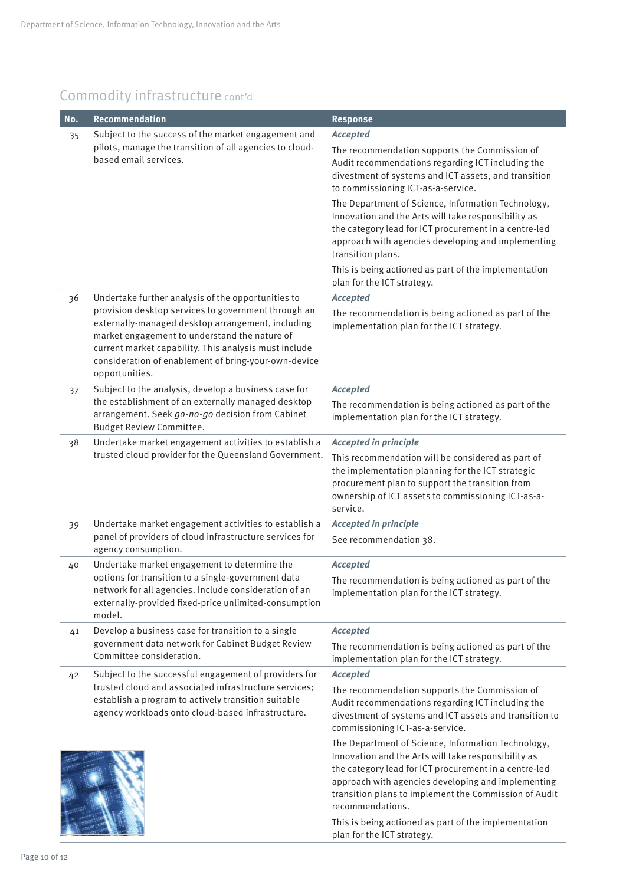## Commodity infrastructure cont'd

| No. | Recommendation | Response |
|---|---|---|
| 35 | Subject to the success of the market engagement and pilots, manage the transition of all agencies to cloud-based email services. | ***Accepted*** The recommendation supports the Commission of Audit recommendations regarding ICT including the divestment of systems and ICT assets, and transition to commissioning ICT-as-a-service. The Department of Science, Information Technology, Innovation and the Arts will take responsibility as the category lead for ICT procurement in a centre-led approach with agencies developing and implementing transition plans. This is being actioned as part of the implementation plan for the ICT strategy. |
| 36 | Undertake further analysis of the opportunities to provision desktop services to government through an externally-managed desktop arrangement, including market engagement to understand the nature of current market capability. This analysis must include consideration of enablement of bring-your-own-device opportunities. | ***Accepted*** The recommendation is being actioned as part of the implementation plan for the ICT strategy. |
| 37 | Subject to the analysis, develop a business case for the establishment of an externally managed desktop arrangement. Seek *go-no-go* decision from Cabinet Budget Review Committee. | ***Accepted*** The recommendation is being actioned as part of the implementation plan for the ICT strategy. |
| 38 | Undertake market engagement activities to establish a trusted cloud provider for the Queensland Government. | ***Accepted in principle*** This recommendation will be considered as part of the implementation planning for the ICT strategic procurement plan to support the transition from ownership of ICT assets to commissioning ICT-as-a-service. |
| 39 | Undertake market engagement activities to establish a panel of providers of cloud infrastructure services for agency consumption. | ***Accepted in principle*** See recommendation 38. |
| 40 | Undertake market engagement to determine the options for transition to a single-government data network for all agencies. Include consideration of an externally-provided fixed-price unlimited-consumption model. | ***Accepted*** The recommendation is being actioned as part of the implementation plan for the ICT strategy. |
| 41 | Develop a business case for transition to a single government data network for Cabinet Budget Review Committee consideration. | ***Accepted*** The recommendation is being actioned as part of the implementation plan for the ICT strategy. |
| 42 | Subject to the successful engagement of providers for trusted cloud and associated infrastructure services; establish a program to actively transition suitable agency workloads onto cloud-based infrastructure. | ***Accepted*** The recommendation supports the Commission of Audit recommendations regarding ICT including the divestment of systems and ICT assets and transition to commissioning ICT-as-a-service. The Department of Science, Information Technology, Innovation and the Arts will take responsibility as the category lead for ICT procurement in a centre-led approach with agencies developing and implementing transition plans to implement the Commission of Audit recommendations. This is being actioned as part of the implementation plan for the ICT strategy. |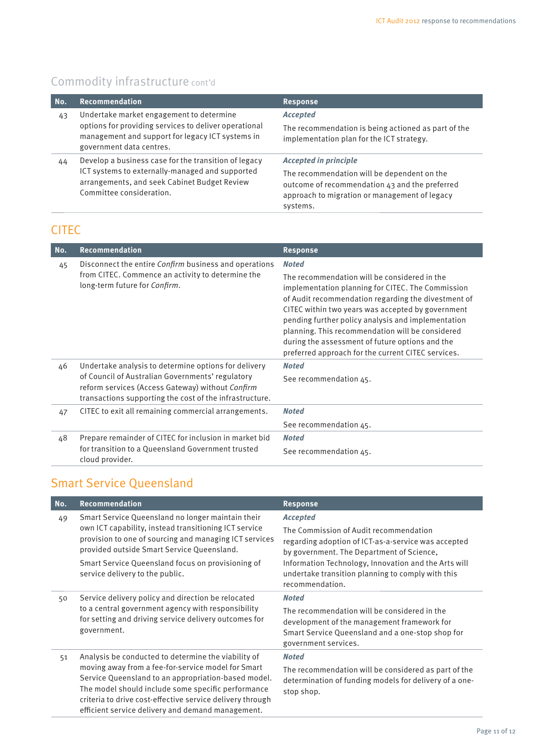## Commodity infrastructure cont'd

| No. | Recommendation | Response |
|---|---|---|
| 43 | Undertake market engagement to determine options for providing services to deliver operational management and support for legacy ICT systems in government data centres. | ***Accepted*** The recommendation is being actioned as part of the implementation plan for the ICT strategy. |
| 44 | Develop a business case for the transition of legacy ICT systems to externally-managed and supported arrangements, and seek Cabinet Budget Review Committee consideration. | ***Accepted in principle*** The recommendation will be dependent on the outcome of recommendation 43 and the preferred approach to migration or management of legacy systems. |

## CITEC

| No. | Recommendation | Response |
|---|---|---|
| 45 | Disconnect the entire *Confirm* business and operations from CITEC. Commence an activity to determine the long-term future for *Confirm*. | ***Noted*** The recommendation will be considered in the implementation planning for CITEC. The Commission of Audit recommendation regarding the divestment of CITEC within two years was accepted by government pending further policy analysis and implementation planning. This recommendation will be considered during the assessment of future options and the preferred approach for the current CITEC services. |
| 46 | Undertake analysis to determine options for delivery of Council of Australian Governments' regulatory reform services (Access Gateway) without *Confirm* transactions supporting the cost of the infrastructure. | ***Noted*** See recommendation 45. |
| 47 | CITEC to exit all remaining commercial arrangements. | ***Noted*** See recommendation 45. |
| 48 | Prepare remainder of CITEC for inclusion in market bid for transition to a Queensland Government trusted cloud provider. | ***Noted*** See recommendation 45. |

## Smart Service Queensland

| No. | Recommendation | Response |
|---|---|---|
| 49 | Smart Service Queensland no longer maintain their own ICT capability, instead transitioning ICT service provision to one of sourcing and managing ICT services provided outside Smart Service Queensland. Smart Service Queensland focus on provisioning of service delivery to the public. | ***Accepted*** The Commission of Audit recommendation regarding adoption of ICT-as-a-service was accepted by government. The Department of Science, Information Technology, Innovation and the Arts will undertake transition planning to comply with this recommendation. |
| 50 | Service delivery policy and direction be relocated to a central government agency with responsibility for setting and driving service delivery outcomes for government. | ***Noted*** The recommendation will be considered in the development of the management framework for Smart Service Queensland and a one-stop shop for government services. |
| 51 | Analysis be conducted to determine the viability of moving away from a fee-for-service model for Smart Service Queensland to an appropriation-based model. The model should include some specific performance criteria to drive cost-effective service delivery through efficient service delivery and demand management. | ***Noted*** The recommendation will be considered as part of the determination of funding models for delivery of a one-stop shop. |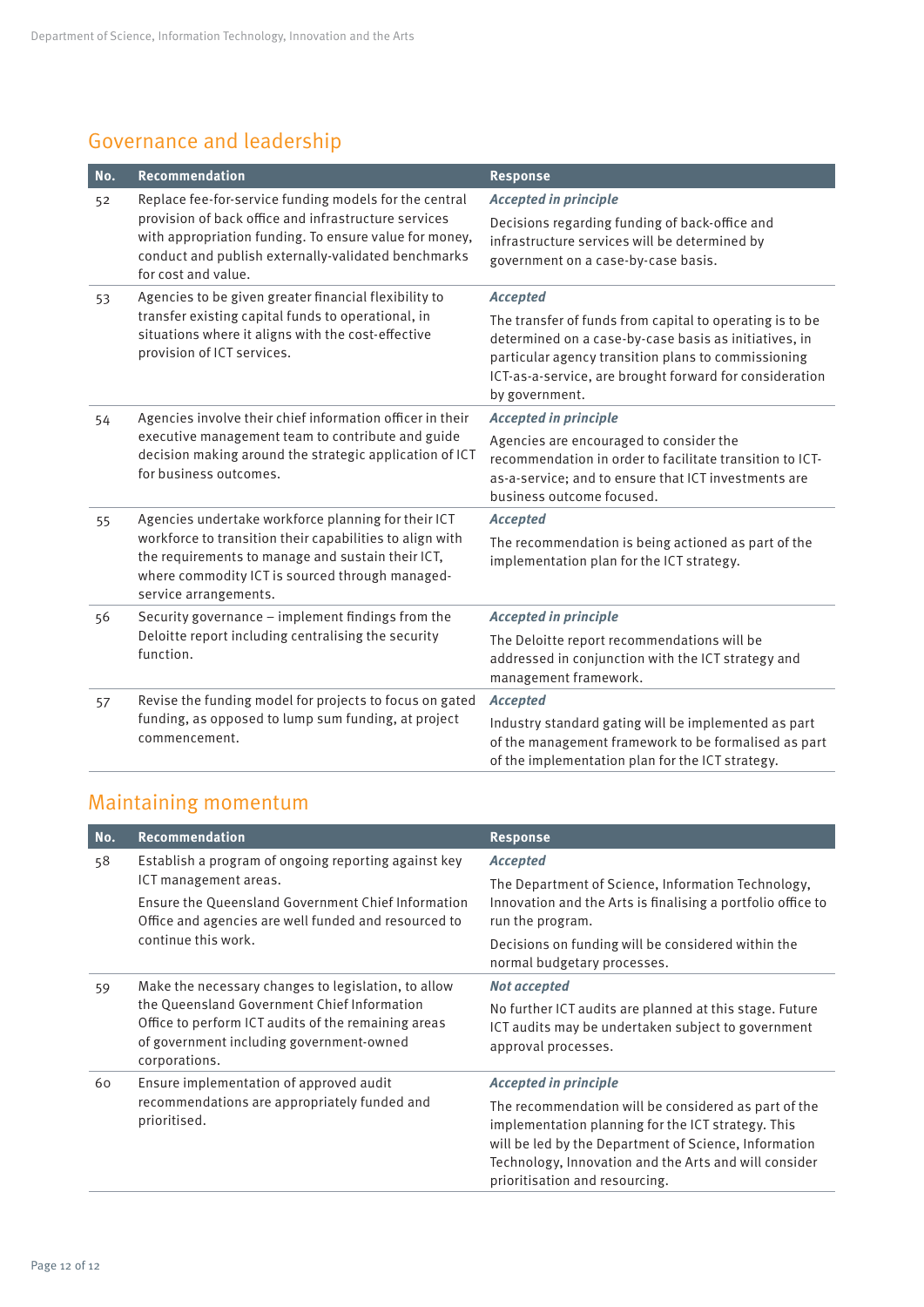## Governance and leadership

| No. | Recommendation | Response |
|---|---|---|
| 52 | Replace fee-for-service funding models for the central provision of back office and infrastructure services with appropriation funding. To ensure value for money, conduct and publish externally-validated benchmarks for cost and value. | ***Accepted in principle*** Decisions regarding funding of back-office and infrastructure services will be determined by government on a case-by-case basis. |
| 53 | Agencies to be given greater financial flexibility to transfer existing capital funds to operational, in situations where it aligns with the cost-effective provision of ICT services. | ***Accepted*** The transfer of funds from capital to operating is to be determined on a case-by-case basis as initiatives, in particular agency transition plans to commissioning ICT-as-a-service, are brought forward for consideration by government. |
| 54 | Agencies involve their chief information officer in their executive management team to contribute and guide decision making around the strategic application of ICT for business outcomes. | ***Accepted in principle*** Agencies are encouraged to consider the recommendation in order to facilitate transition to ICT-as-a-service; and to ensure that ICT investments are business outcome focused. |
| 55 | Agencies undertake workforce planning for their ICT workforce to transition their capabilities to align with the requirements to manage and sustain their ICT, where commodity ICT is sourced through managed-service arrangements. | ***Accepted*** The recommendation is being actioned as part of the implementation plan for the ICT strategy. |
| 56 | Security governance – implement findings from the Deloitte report including centralising the security function. | ***Accepted in principle*** The Deloitte report recommendations will be addressed in conjunction with the ICT strategy and management framework. |
| 57 | Revise the funding model for projects to focus on gated funding, as opposed to lump sum funding, at project commencement. | ***Accepted*** Industry standard gating will be implemented as part of the management framework to be formalised as part of the implementation plan for the ICT strategy. |

## Maintaining momentum

| No. | Recommendation | Response |
|---|---|---|
| 58 | Establish a program of ongoing reporting against key ICT management areas. Ensure the Queensland Government Chief Information Office and agencies are well funded and resourced to continue this work. | ***Accepted*** The Department of Science, Information Technology, Innovation and the Arts is finalising a portfolio office to run the program. Decisions on funding will be considered within the normal budgetary processes. |
| 59 | Make the necessary changes to legislation, to allow the Queensland Government Chief Information Office to perform ICT audits of the remaining areas of government including government-owned corporations. | ***Not accepted*** No further ICT audits are planned at this stage. Future ICT audits may be undertaken subject to government approval processes. |
| 60 | Ensure implementation of approved audit recommendations are appropriately funded and prioritised. | ***Accepted in principle*** The recommendation will be considered as part of the implementation planning for the ICT strategy. This will be led by the Department of Science, Information Technology, Innovation and the Arts and will consider prioritisation and resourcing. |